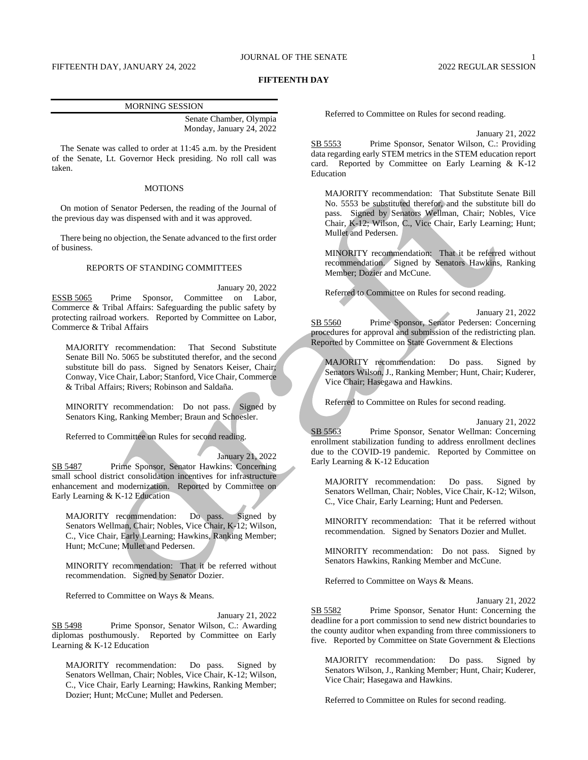# FIFTEENTH DAY

## MORNING SESSION

Senate Chamber, Olympia
Monday, January 24, 2022

The Senate was called to order at 11:45 a.m. by the President of the Senate, Lt. Governor Heck presiding. No roll call was taken.

## MOTIONS

On motion of Senator Pedersen, the reading of the Journal of the previous day was dispensed with and it was approved.

There being no objection, the Senate advanced to the first order of business.

## REPORTS OF STANDING COMMITTEES

January 20, 2022

ESSB 5065 Prime Sponsor, Committee on Labor, Commerce & Tribal Affairs: Safeguarding the public safety by protecting railroad workers. Reported by Committee on Labor, Commerce & Tribal Affairs

MAJORITY recommendation: That Second Substitute Senate Bill No. 5065 be substituted therefor, and the second substitute bill do pass. Signed by Senators Keiser, Chair; Conway, Vice Chair, Labor; Stanford, Vice Chair, Commerce & Tribal Affairs; Rivers; Robinson and Saldaña.

MINORITY recommendation: Do not pass. Signed by Senators King, Ranking Member; Braun and Schoesler.

Referred to Committee on Rules for second reading.

January 21, 2022

SB 5487 Prime Sponsor, Senator Hawkins: Concerning small school district consolidation incentives for infrastructure enhancement and modernization. Reported by Committee on Early Learning & K-12 Education

MAJORITY recommendation: Do pass. Signed by Senators Wellman, Chair; Nobles, Vice Chair, K-12; Wilson, C., Vice Chair, Early Learning; Hawkins, Ranking Member; Hunt; McCune; Mullet and Pedersen.

MINORITY recommendation: That it be referred without recommendation. Signed by Senator Dozier.

Referred to Committee on Ways & Means.

January 21, 2022

SB 5498 Prime Sponsor, Senator Wilson, C.: Awarding diplomas posthumously. Reported by Committee on Early Learning & K-12 Education

MAJORITY recommendation: Do pass. Signed by Senators Wellman, Chair; Nobles, Vice Chair, K-12; Wilson, C., Vice Chair, Early Learning; Hawkins, Ranking Member; Dozier; Hunt; McCune; Mullet and Pedersen.

Referred to Committee on Rules for second reading.

January 21, 2022

SB 5553 Prime Sponsor, Senator Wilson, C.: Providing data regarding early STEM metrics in the STEM education report card. Reported by Committee on Early Learning & K-12 Education

MAJORITY recommendation: That Substitute Senate Bill No. 5553 be substituted therefor, and the substitute bill do pass. Signed by Senators Wellman, Chair; Nobles, Vice Chair, K-12; Wilson, C., Vice Chair, Early Learning; Hunt; Mullet and Pedersen.

MINORITY recommendation: That it be referred without recommendation. Signed by Senators Hawkins, Ranking Member; Dozier and McCune.

Referred to Committee on Rules for second reading.

January 21, 2022

SB 5560 Prime Sponsor, Senator Pedersen: Concerning procedures for approval and submission of the redistricting plan. Reported by Committee on State Government & Elections

MAJORITY recommendation: Do pass. Signed by Senators Wilson, J., Ranking Member; Hunt, Chair; Kuderer, Vice Chair; Hasegawa and Hawkins.

Referred to Committee on Rules for second reading.

January 21, 2022

SB 5563 Prime Sponsor, Senator Wellman: Concerning enrollment stabilization funding to address enrollment declines due to the COVID-19 pandemic. Reported by Committee on Early Learning & K-12 Education

MAJORITY recommendation: Do pass. Signed by Senators Wellman, Chair; Nobles, Vice Chair, K-12; Wilson, C., Vice Chair, Early Learning; Hunt and Pedersen.

MINORITY recommendation: That it be referred without recommendation. Signed by Senators Dozier and Mullet.

MINORITY recommendation: Do not pass. Signed by Senators Hawkins, Ranking Member and McCune.

Referred to Committee on Ways & Means.

January 21, 2022

SB 5582 Prime Sponsor, Senator Hunt: Concerning the deadline for a port commission to send new district boundaries to the county auditor when expanding from three commissioners to five. Reported by Committee on State Government & Elections

MAJORITY recommendation: Do pass. Signed by Senators Wilson, J., Ranking Member; Hunt, Chair; Kuderer, Vice Chair; Hasegawa and Hawkins.

Referred to Committee on Rules for second reading.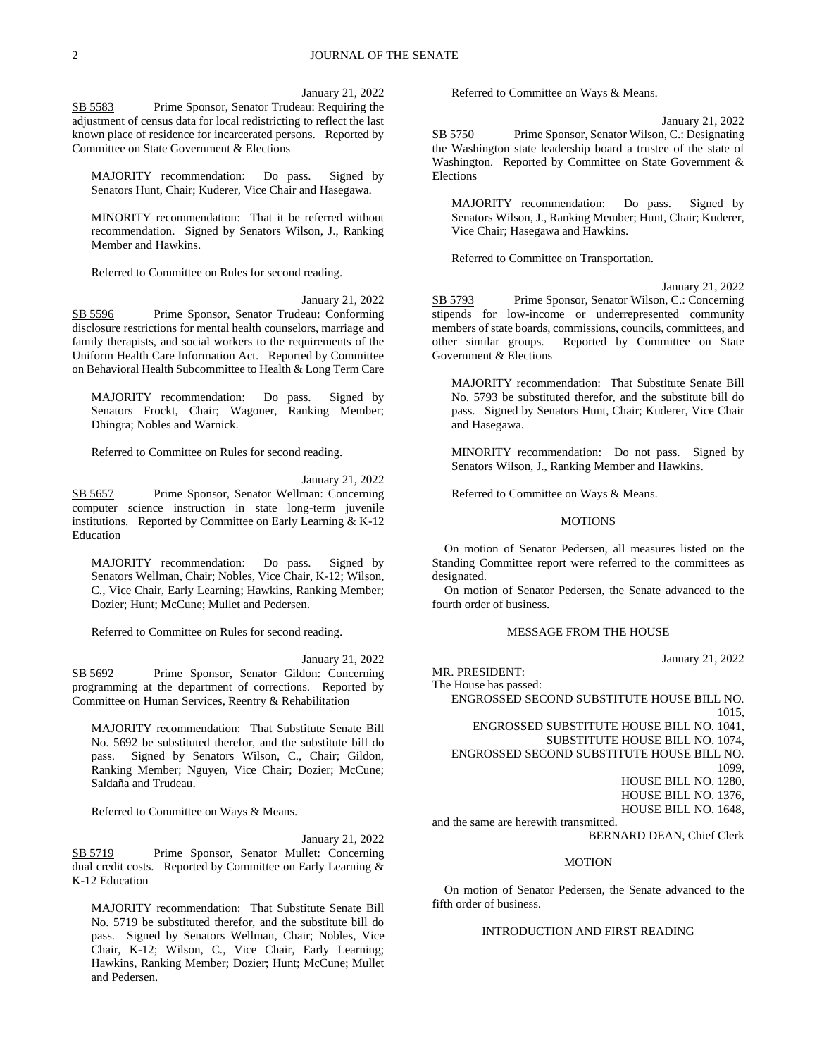January 21, 2022

SB 5583 Prime Sponsor, Senator Trudeau: Requiring the adjustment of census data for local redistricting to reflect the last known place of residence for incarcerated persons. Reported by Committee on State Government & Elections

MAJORITY recommendation: Do pass. Signed by Senators Hunt, Chair; Kuderer, Vice Chair and Hasegawa.

MINORITY recommendation: That it be referred without recommendation. Signed by Senators Wilson, J., Ranking Member and Hawkins.

Referred to Committee on Rules for second reading.

January 21, 2022

SB 5596 Prime Sponsor, Senator Trudeau: Conforming disclosure restrictions for mental health counselors, marriage and family therapists, and social workers to the requirements of the Uniform Health Care Information Act. Reported by Committee on Behavioral Health Subcommittee to Health & Long Term Care

MAJORITY recommendation: Do pass. Signed by Senators Frockt, Chair; Wagoner, Ranking Member; Dhingra; Nobles and Warnick.

Referred to Committee on Rules for second reading.

January 21, 2022

SB 5657 Prime Sponsor, Senator Wellman: Concerning computer science instruction in state long-term juvenile institutions. Reported by Committee on Early Learning & K-12 Education

MAJORITY recommendation: Do pass. Signed by Senators Wellman, Chair; Nobles, Vice Chair, K-12; Wilson, C., Vice Chair, Early Learning; Hawkins, Ranking Member; Dozier; Hunt; McCune; Mullet and Pedersen.

Referred to Committee on Rules for second reading.

January 21, 2022

SB 5692 Prime Sponsor, Senator Gildon: Concerning programming at the department of corrections. Reported by Committee on Human Services, Reentry & Rehabilitation

MAJORITY recommendation: That Substitute Senate Bill No. 5692 be substituted therefor, and the substitute bill do pass. Signed by Senators Wilson, C., Chair; Gildon, Ranking Member; Nguyen, Vice Chair; Dozier; McCune; Saldaña and Trudeau.

Referred to Committee on Ways & Means.

January 21, 2022

SB 5719 Prime Sponsor, Senator Mullet: Concerning dual credit costs. Reported by Committee on Early Learning & K-12 Education

MAJORITY recommendation: That Substitute Senate Bill No. 5719 be substituted therefor, and the substitute bill do pass. Signed by Senators Wellman, Chair; Nobles, Vice Chair, K-12; Wilson, C., Vice Chair, Early Learning; Hawkins, Ranking Member; Dozier; Hunt; McCune; Mullet and Pedersen.

Referred to Committee on Ways & Means.

January 21, 2022

SB 5750 Prime Sponsor, Senator Wilson, C.: Designating the Washington state leadership board a trustee of the state of Washington. Reported by Committee on State Government & Elections

MAJORITY recommendation: Do pass. Signed by Senators Wilson, J., Ranking Member; Hunt, Chair; Kuderer, Vice Chair; Hasegawa and Hawkins.

Referred to Committee on Transportation.

January 21, 2022

SB 5793 Prime Sponsor, Senator Wilson, C.: Concerning stipends for low-income or underrepresented community members of state boards, commissions, councils, committees, and other similar groups. Reported by Committee on State Government & Elections

MAJORITY recommendation: That Substitute Senate Bill No. 5793 be substituted therefor, and the substitute bill do pass. Signed by Senators Hunt, Chair; Kuderer, Vice Chair and Hasegawa.

MINORITY recommendation: Do not pass. Signed by Senators Wilson, J., Ranking Member and Hawkins.

Referred to Committee on Ways & Means.

## MOTIONS

On motion of Senator Pedersen, all measures listed on the Standing Committee report were referred to the committees as designated.

On motion of Senator Pedersen, the Senate advanced to the fourth order of business.

## MESSAGE FROM THE HOUSE

January 21, 2022

MR. PRESIDENT:
The House has passed:

ENGROSSED SECOND SUBSTITUTE HOUSE BILL NO. 1015,
ENGROSSED SUBSTITUTE HOUSE BILL NO. 1041,
SUBSTITUTE HOUSE BILL NO. 1074,
ENGROSSED SECOND SUBSTITUTE HOUSE BILL NO. 1099,
HOUSE BILL NO. 1280,
HOUSE BILL NO. 1376,
HOUSE BILL NO. 1648,

and the same are herewith transmitted.

BERNARD DEAN, Chief Clerk

## MOTION

On motion of Senator Pedersen, the Senate advanced to the fifth order of business.

## INTRODUCTION AND FIRST READING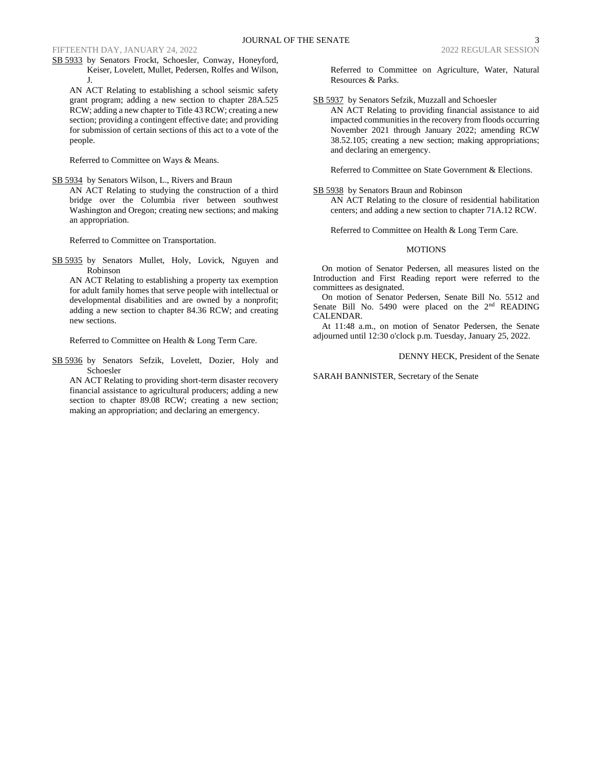SB 5933 by Senators Frockt, Schoesler, Conway, Honeyford, Keiser, Lovelett, Mullet, Pedersen, Rolfes and Wilson, J.

AN ACT Relating to establishing a school seismic safety grant program; adding a new section to chapter 28A.525 RCW; adding a new chapter to Title 43 RCW; creating a new section; providing a contingent effective date; and providing for submission of certain sections of this act to a vote of the people.

Referred to Committee on Ways & Means.

SB 5934 by Senators Wilson, L., Rivers and Braun

AN ACT Relating to studying the construction of a third bridge over the Columbia river between southwest Washington and Oregon; creating new sections; and making an appropriation.

Referred to Committee on Transportation.

SB 5935 by Senators Mullet, Holy, Lovick, Nguyen and Robinson

AN ACT Relating to establishing a property tax exemption for adult family homes that serve people with intellectual or developmental disabilities and are owned by a nonprofit; adding a new section to chapter 84.36 RCW; and creating new sections.

Referred to Committee on Health & Long Term Care.

SB 5936 by Senators Sefzik, Lovelett, Dozier, Holy and Schoesler

AN ACT Relating to providing short-term disaster recovery financial assistance to agricultural producers; adding a new section to chapter 89.08 RCW; creating a new section; making an appropriation; and declaring an emergency.

Referred to Committee on Agriculture, Water, Natural Resources & Parks.

SB 5937 by Senators Sefzik, Muzzall and Schoesler

AN ACT Relating to providing financial assistance to aid impacted communities in the recovery from floods occurring November 2021 through January 2022; amending RCW 38.52.105; creating a new section; making appropriations; and declaring an emergency.

Referred to Committee on State Government & Elections.

SB 5938 by Senators Braun and Robinson

AN ACT Relating to the closure of residential habilitation centers; and adding a new section to chapter 71A.12 RCW.

Referred to Committee on Health & Long Term Care.

MOTIONS

On motion of Senator Pedersen, all measures listed on the Introduction and First Reading report were referred to the committees as designated.

On motion of Senator Pedersen, Senate Bill No. 5512 and Senate Bill No. 5490 were placed on the 2nd READING CALENDAR.

At 11:48 a.m., on motion of Senator Pedersen, the Senate adjourned until 12:30 o'clock p.m. Tuesday, January 25, 2022.

DENNY HECK, President of the Senate

SARAH BANNISTER, Secretary of the Senate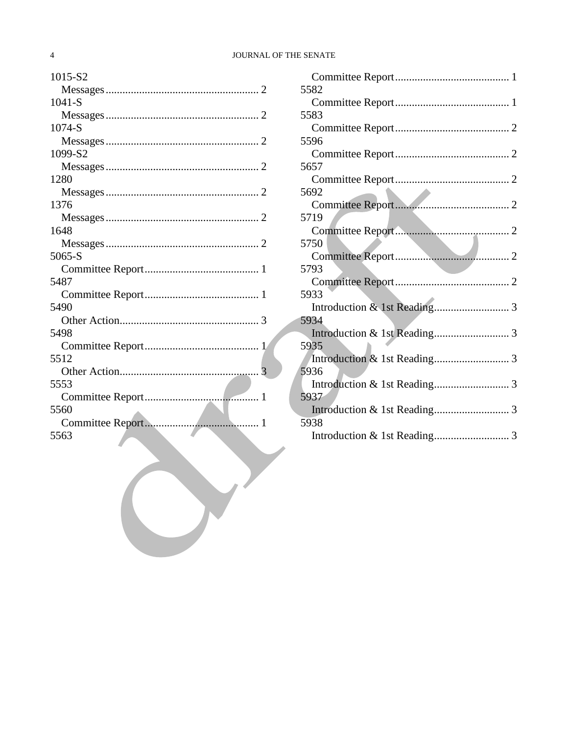1015-S2
  Messages....................................................... 2
1041-S
  Messages....................................................... 2
1074-S
  Messages....................................................... 2
1099-S2
  Messages....................................................... 2
1280
  Messages....................................................... 2
1376
  Messages....................................................... 2
1648
  Messages....................................................... 2
5065-S
  Committee Report......................................... 1
5487
  Committee Report......................................... 1
5490
  Other Action.................................................. 3
5498
  Committee Report......................................... 1
5512
  Other Action.................................................. 3
5553
  Committee Report......................................... 1
5560
  Committee Report......................................... 1
5563
  Committee Report......................................... 1
5582
  Committee Report......................................... 1
5583
  Committee Report......................................... 2
5596
  Committee Report......................................... 2
5657
  Committee Report......................................... 2
5692
  Committee Report......................................... 2
5719
  Committee Report......................................... 2
5750
  Committee Report......................................... 2
5793
  Committee Report......................................... 2
5933
  Introduction & 1st Reading........................... 3
5934
  Introduction & 1st Reading........................... 3
5935
  Introduction & 1st Reading........................... 3
5936
  Introduction & 1st Reading........................... 3
5937
  Introduction & 1st Reading........................... 3
5938
  Introduction & 1st Reading........................... 3